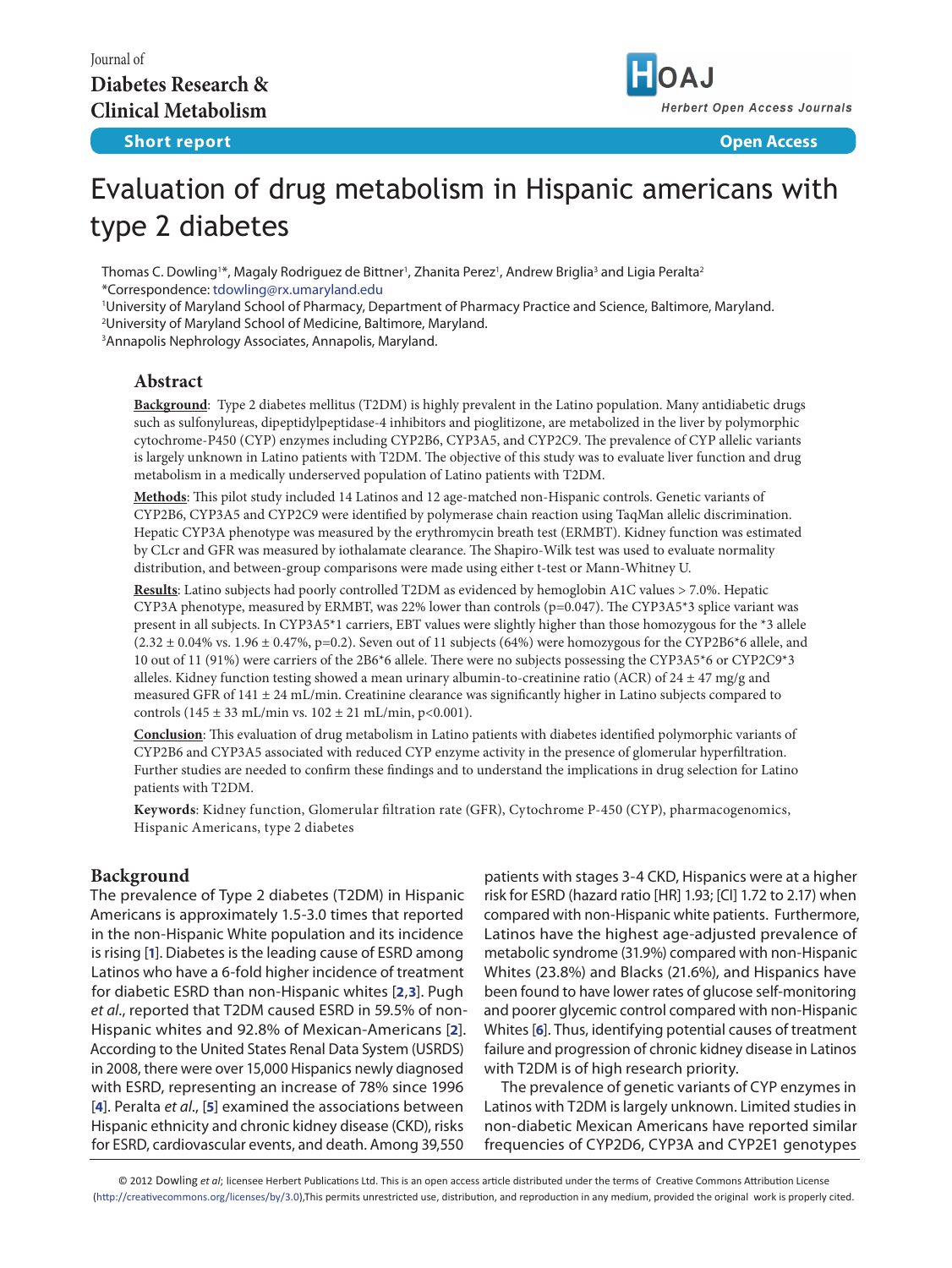Journal of
**Diabetes Research & Clinical Metabolism**

**Short report** **Open Access**

# Evaluation of drug metabolism in Hispanic americans with type 2 diabetes

Thomas C. Dowling[1]*, Magaly Rodriguez de Bittner[1], Zhanita Perez[1], Andrew Briglia[3] and Ligia Peralta[2]

*Correspondence: tdowling@rx.umaryland.edu

[1]University of Maryland School of Pharmacy, Department of Pharmacy Practice and Science, Baltimore, Maryland.
[2]University of Maryland School of Medicine, Baltimore, Maryland.
[3]Annapolis Nephrology Associates, Annapolis, Maryland.

## Abstract

**Background**: Type 2 diabetes mellitus (T2DM) is highly prevalent in the Latino population. Many antidiabetic drugs such as sulfonylureas, dipeptidylpeptidase-4 inhibitors and pioglitizone, are metabolized in the liver by polymorphic cytochrome-P450 (CYP) enzymes including CYP2B6, CYP3A5, and CYP2C9. The prevalence of CYP allelic variants is largely unknown in Latino patients with T2DM. The objective of this study was to evaluate liver function and drug metabolism in a medically underserved population of Latino patients with T2DM.

**Methods**: This pilot study included 14 Latinos and 12 age-matched non-Hispanic controls. Genetic variants of CYP2B6, CYP3A5 and CYP2C9 were identified by polymerase chain reaction using TaqMan allelic discrimination. Hepatic CYP3A phenotype was measured by the erythromycin breath test (ERMBT). Kidney function was estimated by CLcr and GFR was measured by iothalamate clearance. The Shapiro-Wilk test was used to evaluate normality distribution, and between-group comparisons were made using either t-test or Mann-Whitney U.

**Results**: Latino subjects had poorly controlled T2DM as evidenced by hemoglobin A1C values > 7.0%. Hepatic CYP3A phenotype, measured by ERMBT, was 22% lower than controls (p=0.047). The CYP3A5*3 splice variant was present in all subjects. In CYP3A5*1 carriers, EBT values were slightly higher than those homozygous for the *3 allele (2.32 ± 0.04% vs. 1.96 ± 0.47%, p=0.2). Seven out of 11 subjects (64%) were homozygous for the CYP2B6*6 allele, and 10 out of 11 (91%) were carriers of the 2B6*6 allele. There were no subjects possessing the CYP3A5*6 or CYP2C9*3 alleles. Kidney function testing showed a mean urinary albumin-to-creatinine ratio (ACR) of 24 ± 47 mg/g and measured GFR of 141 ± 24 mL/min. Creatinine clearance was significantly higher in Latino subjects compared to controls (145 ± 33 mL/min vs. 102 ± 21 mL/min, p<0.001).

**Conclusion**: This evaluation of drug metabolism in Latino patients with diabetes identified polymorphic variants of CYP2B6 and CYP3A5 associated with reduced CYP enzyme activity in the presence of glomerular hyperfiltration. Further studies are needed to confirm these findings and to understand the implications in drug selection for Latino patients with T2DM.

**Keywords**: Kidney function, Glomerular filtration rate (GFR), Cytochrome P-450 (CYP), pharmacogenomics, Hispanic Americans, type 2 diabetes

## Background

The prevalence of Type 2 diabetes (T2DM) in Hispanic Americans is approximately 1.5-3.0 times that reported in the non-Hispanic White population and its incidence is rising [1]. Diabetes is the leading cause of ESRD among Latinos who have a 6-fold higher incidence of treatment for diabetic ESRD than non-Hispanic whites [2,3]. Pugh *et al*., reported that T2DM caused ESRD in 59.5% of non-Hispanic whites and 92.8% of Mexican-Americans [2]. According to the United States Renal Data System (USRDS) in 2008, there were over 15,000 Hispanics newly diagnosed with ESRD, representing an increase of 78% since 1996 [4]. Peralta *et al*., [5] examined the associations between Hispanic ethnicity and chronic kidney disease (CKD), risks for ESRD, cardiovascular events, and death. Among 39,550 patients with stages 3-4 CKD, Hispanics were at a higher risk for ESRD (hazard ratio [HR] 1.93; [CI] 1.72 to 2.17) when compared with non-Hispanic white patients. Furthermore, Latinos have the highest age-adjusted prevalence of metabolic syndrome (31.9%) compared with non-Hispanic Whites (23.8%) and Blacks (21.6%), and Hispanics have been found to have lower rates of glucose self-monitoring and poorer glycemic control compared with non-Hispanic Whites [6]. Thus, identifying potential causes of treatment failure and progression of chronic kidney disease in Latinos with T2DM is of high research priority.

The prevalence of genetic variants of CYP enzymes in Latinos with T2DM is largely unknown. Limited studies in non-diabetic Mexican Americans have reported similar frequencies of CYP2D6, CYP3A and CYP2E1 genotypes

© 2012 Dowling *et al*; licensee Herbert Publications Ltd. This is an open access article distributed under the terms of Creative Commons Attribution License (http://creativecommons.org/licenses/by/3.0),This permits unrestricted use, distribution, and reproduction in any medium, provided the original work is properly cited.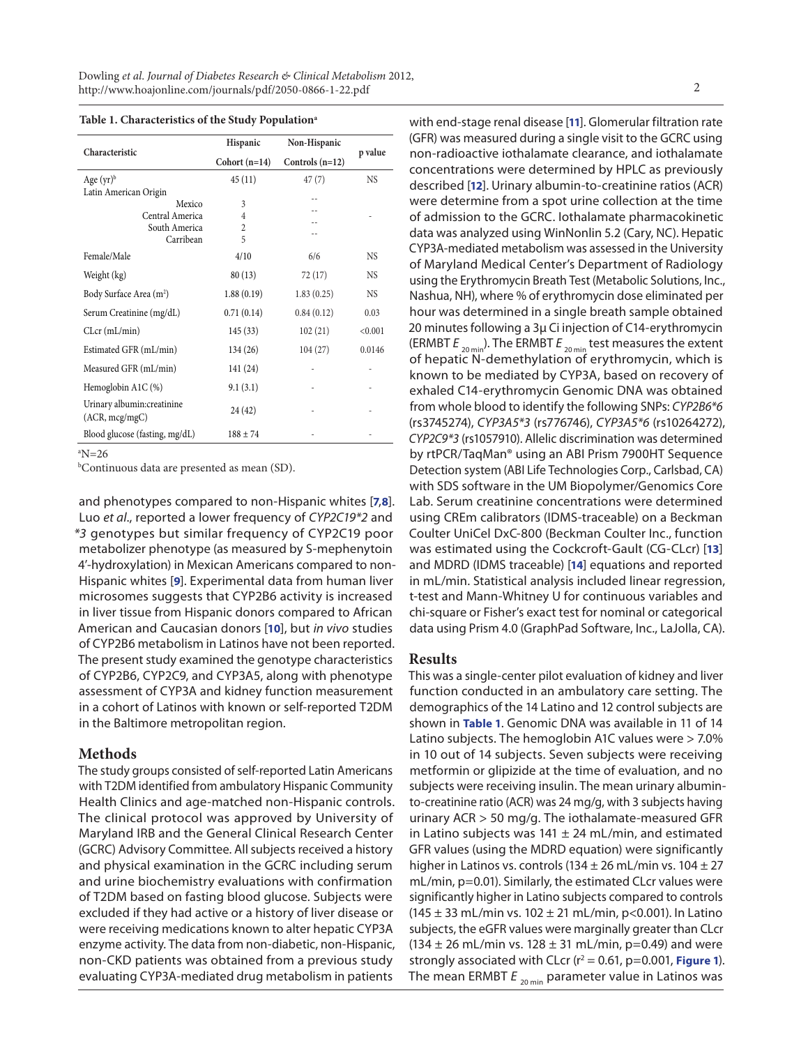**Table 1. Characteristics of the Study Population[a]**

| Characteristic | Hispanic Cohort (n=14) | Non-Hispanic Controls (n=12) | p value |
|---|---|---|---|
| Age (yr)[b] | 45 (11) | 47 (7) | NS |
| Latin American Origin | | | |
| Mexico | 3 | -- | - |
| Central America | 4 | -- | |
| South America | 2 | -- | |
| Carribean | 5 | -- | |
| Female/Male | 4/10 | 6/6 | NS |
| Weight (kg) | 80 (13) | 72 (17) | NS |
| Body Surface Area (m$^2$) | 1.88 (0.19) | 1.83 (0.25) | NS |
| Serum Creatinine (mg/dL) | 0.71 (0.14) | 0.84 (0.12) | 0.03 |
| CLcr (mL/min) | 145 (33) | 102 (21) | <0.001 |
| Estimated GFR (mL/min) | 134 (26) | 104 (27) | 0.0146 |
| Measured GFR (mL/min) | 141 (24) | - | - |
| Hemoglobin A1C (%) | 9.1 (3.1) | - | - |
| Urinary albumin:creatinine (ACR, mcg/mgC) | 24 (42) | - | - |
| Blood glucose (fasting, mg/dL) | 188 ± 74 | - | - |

[a]N=26

[b]Continuous data are presented as mean (SD).

and phenotypes compared to non-Hispanic whites [7,8]. Luo *et al*., reported a lower frequency of *CYP2C19\*2* and *\*3* genotypes but similar frequency of CYP2C19 poor metabolizer phenotype (as measured by S-mephenytoin 4′-hydroxylation) in Mexican Americans compared to non-Hispanic whites [9]. Experimental data from human liver microsomes suggests that CYP2B6 activity is increased in liver tissue from Hispanic donors compared to African American and Caucasian donors [10], but *in vivo* studies of CYP2B6 metabolism in Latinos have not been reported. The present study examined the genotype characteristics of CYP2B6, CYP2C9, and CYP3A5, along with phenotype assessment of CYP3A and kidney function measurement in a cohort of Latinos with known or self-reported T2DM in the Baltimore metropolitan region.

## Methods

The study groups consisted of self-reported Latin Americans with T2DM identified from ambulatory Hispanic Community Health Clinics and age-matched non-Hispanic controls. The clinical protocol was approved by University of Maryland IRB and the General Clinical Research Center (GCRC) Advisory Committee. All subjects received a history and physical examination in the GCRC including serum and urine biochemistry evaluations with confirmation of T2DM based on fasting blood glucose. Subjects were excluded if they had active or a history of liver disease or were receiving medications known to alter hepatic CYP3A enzyme activity. The data from non-diabetic, non-Hispanic, non-CKD patients was obtained from a previous study evaluating CYP3A-mediated drug metabolism in patients with end-stage renal disease [11]. Glomerular filtration rate (GFR) was measured during a single visit to the GCRC using non-radioactive iothalamate clearance, and iothalamate concentrations were determined by HPLC as previously described [12]. Urinary albumin-to-creatinine ratios (ACR) were determine from a spot urine collection at the time of admission to the GCRC. Iothalamate pharmacokinetic data was analyzed using WinNonlin 5.2 (Cary, NC). Hepatic CYP3A-mediated metabolism was assessed in the University of Maryland Medical Center's Department of Radiology using the Erythromycin Breath Test (Metabolic Solutions, Inc., Nashua, NH), where % of erythromycin dose eliminated per hour was determined in a single breath sample obtained 20 minutes following a 3µ Ci injection of C14-erythromycin (ERMBT $E_{20\,min}$). The ERMBT $E_{20\,min}$ test measures the extent of hepatic N-demethylation of erythromycin, which is known to be mediated by CYP3A, based on recovery of exhaled C14-erythromycin Genomic DNA was obtained from whole blood to identify the following SNPs: *CYP2B6\*6* (rs3745274), *CYP3A5\*3* (rs776746), *CYP3A5\*6* (rs10264272), *CYP2C9\*3* (rs1057910). Allelic discrimination was determined by rtPCR/TaqMan® using an ABI Prism 7900HT Sequence Detection system (ABI Life Technologies Corp., Carlsbad, CA) with SDS software in the UM Biopolymer/Genomics Core Lab. Serum creatinine concentrations were determined using CREm calibrators (IDMS-traceable) on a Beckman Coulter UniCel DxC-800 (Beckman Coulter Inc., function was estimated using the Cockcroft-Gault (CG-CLcr) [13] and MDRD (IDMS traceable) [14] equations and reported in mL/min. Statistical analysis included linear regression, t-test and Mann-Whitney U for continuous variables and chi-square or Fisher's exact test for nominal or categorical data using Prism 4.0 (GraphPad Software, Inc., LaJolla, CA).

## Results

This was a single-center pilot evaluation of kidney and liver function conducted in an ambulatory care setting. The demographics of the 14 Latino and 12 control subjects are shown in **Table 1**. Genomic DNA was available in 11 of 14 Latino subjects. The hemoglobin A1C values were > 7.0% in 10 out of 14 subjects. Seven subjects were receiving metformin or glipizide at the time of evaluation, and no subjects were receiving insulin. The mean urinary albumin-to-creatinine ratio (ACR) was 24 mg/g, with 3 subjects having urinary ACR > 50 mg/g. The iothalamate-measured GFR in Latino subjects was 141 ± 24 mL/min, and estimated GFR values (using the MDRD equation) were significantly higher in Latinos vs. controls (134 ± 26 mL/min vs. 104 ± 27 mL/min, p=0.01). Similarly, the estimated CLcr values were significantly higher in Latino subjects compared to controls (145 ± 33 mL/min vs. 102 ± 21 mL/min, p<0.001). In Latino subjects, the eGFR values were marginally greater than CLcr (134 ± 26 mL/min vs. 128 ± 31 mL/min, p=0.49) and were strongly associated with CLcr ($r^2$ = 0.61, p=0.001, **Figure 1**). The mean ERMBT $E_{20\,min}$ parameter value in Latinos was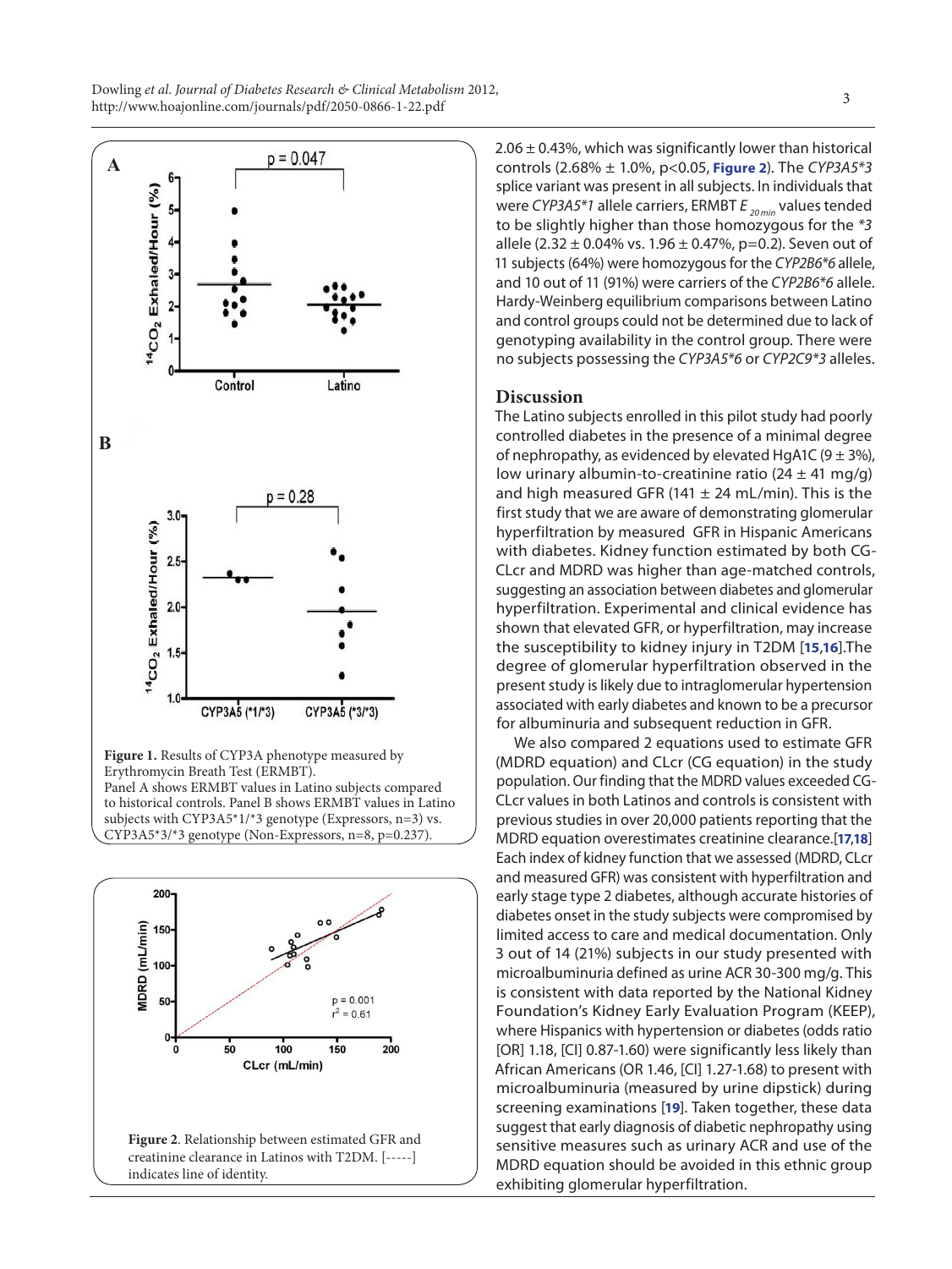**Figure 1.** Results of CYP3A phenotype measured by Erythromycin Breath Test (ERMBT).
Panel A shows ERMBT values in Latino subjects compared to historical controls. Panel B shows ERMBT values in Latino subjects with CYP3A5*1/*3 genotype (Expressors, n=3) vs. CYP3A5*3/*3 genotype (Non-Expressors, n=8, p=0.237).

**Figure 2**. Relationship between estimated GFR and creatinine clearance in Latinos with T2DM. [-----] indicates line of identity.

2.06 ± 0.43%, which was significantly lower than historical controls (2.68% ± 1.0%, p<0.05, **Figure 2**). The *CYP3A5*3* splice variant was present in all subjects. In individuals that were *CYP3A5*1* allele carriers, ERMBT $E_{20 min}$ values tended to be slightly higher than those homozygous for the **3* allele (2.32 ± 0.04% vs. 1.96 ± 0.47%, p=0.2). Seven out of 11 subjects (64%) were homozygous for the *CYP2B6*6* allele, and 10 out of 11 (91%) were carriers of the *CYP2B6*6* allele. Hardy-Weinberg equilibrium comparisons between Latino and control groups could not be determined due to lack of genotyping availability in the control group. There were no subjects possessing the *CYP3A5*6* or *CYP2C9*3* alleles.

## Discussion

The Latino subjects enrolled in this pilot study had poorly controlled diabetes in the presence of a minimal degree of nephropathy, as evidenced by elevated HgA1C (9 ± 3%), low urinary albumin-to-creatinine ratio (24 ± 41 mg/g) and high measured GFR (141 ± 24 mL/min). This is the first study that we are aware of demonstrating glomerular hyperfiltration by measured GFR in Hispanic Americans with diabetes. Kidney function estimated by both CG-CLcr and MDRD was higher than age-matched controls, suggesting an association between diabetes and glomerular hyperfiltration. Experimental and clinical evidence has shown that elevated GFR, or hyperfiltration, may increase the susceptibility to kidney injury in T2DM [15,16].The degree of glomerular hyperfiltration observed in the present study is likely due to intraglomerular hypertension associated with early diabetes and known to be a precursor for albuminuria and subsequent reduction in GFR.

We also compared 2 equations used to estimate GFR (MDRD equation) and CLcr (CG equation) in the study population. Our finding that the MDRD values exceeded CG-CLcr values in both Latinos and controls is consistent with previous studies in over 20,000 patients reporting that the MDRD equation overestimates creatinine clearance.[17,18] Each index of kidney function that we assessed (MDRD, CLcr and measured GFR) was consistent with hyperfiltration and early stage type 2 diabetes, although accurate histories of diabetes onset in the study subjects were compromised by limited access to care and medical documentation. Only 3 out of 14 (21%) subjects in our study presented with microalbuminuria defined as urine ACR 30-300 mg/g. This is consistent with data reported by the National Kidney Foundation's Kidney Early Evaluation Program (KEEP), where Hispanics with hypertension or diabetes (odds ratio [OR] 1.18, [CI] 0.87-1.60) were significantly less likely than African Americans (OR 1.46, [CI] 1.27-1.68) to present with microalbuminuria (measured by urine dipstick) during screening examinations [19]. Taken together, these data suggest that early diagnosis of diabetic nephropathy using sensitive measures such as urinary ACR and use of the MDRD equation should be avoided in this ethnic group exhibiting glomerular hyperfiltration.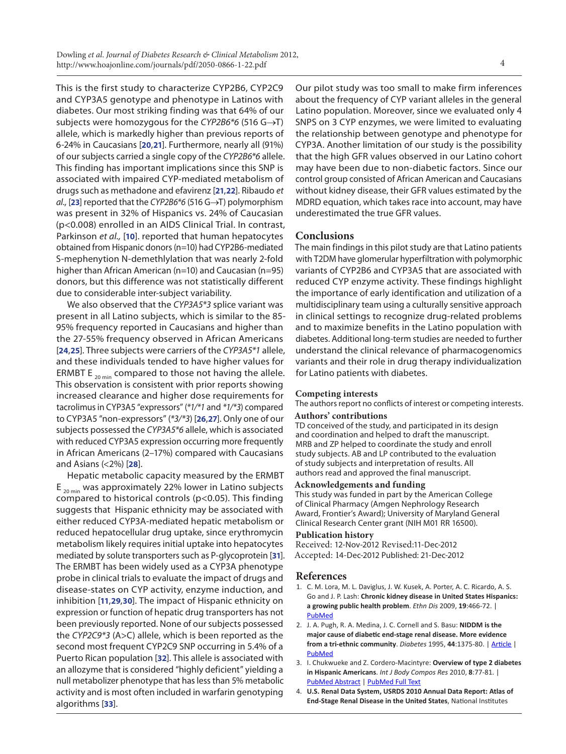This is the first study to characterize CYP2B6, CYP2C9 and CYP3A5 genotype and phenotype in Latinos with diabetes. Our most striking finding was that 64% of our subjects were homozygous for the *CYP2B6*6* (516 G→T) allele, which is markedly higher than previous reports of 6-24% in Caucasians [20,21]. Furthermore, nearly all (91%) of our subjects carried a single copy of the *CYP2B6*6* allele. This finding has important implications since this SNP is associated with impaired CYP-mediated metabolism of drugs such as methadone and efavirenz [21,22]. Ribaudo *et al.,* [23] reported that the *CYP2B6*6* (516 G→T) polymorphism was present in 32% of Hispanics vs. 24% of Caucasian (p<0.008) enrolled in an AIDS Clinical Trial. In contrast, Parkinson *et al.,* [10]. reported that human hepatocytes obtained from Hispanic donors (n=10) had CYP2B6-mediated S-mephenytion N-demethlylation that was nearly 2-fold higher than African American (n=10) and Caucasian (n=95) donors, but this difference was not statistically different due to considerable inter-subject variability.

We also observed that the *CYP3A5*3* splice variant was present in all Latino subjects, which is similar to the 85-95% frequency reported in Caucasians and higher than the 27-55% frequency observed in African Americans [24,25]. Three subjects were carriers of the *CYP3A5*1* allele, and these individuals tended to have higher values for ERMBT $E_{20\ min}$ compared to those not having the allele. This observation is consistent with prior reports showing increased clearance and higher dose requirements for tacrolimus in CYP3A5 "expressors" (*\*1/\*1* and *\*1/\*3*) compared to CYP3A5 "non-expressors" (*\*3/\*3*) [26,27]. Only one of our subjects possessed the *CYP3A5*6* allele, which is associated with reduced CYP3A5 expression occurring more frequently in African Americans (2–17%) compared with Caucasians and Asians (<2%) [28].

Hepatic metabolic capacity measured by the ERMBT $E_{20\ min}$ was approximately 22% lower in Latino subjects compared to historical controls (p<0.05). This finding suggests that Hispanic ethnicity may be associated with either reduced CYP3A-mediated hepatic metabolism or reduced hepatocellular drug uptake, since erythromycin metabolism likely requires initial uptake into hepatocytes mediated by solute transporters such as P-glycoprotein [31]. The ERMBT has been widely used as a CYP3A phenotype probe in clinical trials to evaluate the impact of drugs and disease-states on CYP activity, enzyme induction, and inhibition [11,29,30]. The impact of Hispanic ethnicity on expression or function of hepatic drug transporters has not been previously reported. None of our subjects possessed the *CYP2C9*3* (A>C) allele, which is been reported as the second most frequent CYP2C9 SNP occurring in 5.4% of a Puerto Rican population [32]. This allele is associated with an allozyme that is considered "highly deficient" yielding a null metabolizer phenotype that has less than 5% metabolic activity and is most often included in warfarin genotyping algorithms [33].

Our pilot study was too small to make firm inferences about the frequency of CYP variant alleles in the general Latino population. Moreover, since we evaluated only 4 SNPS on 3 CYP enzymes, we were limited to evaluating the relationship between genotype and phenotype for CYP3A. Another limitation of our study is the possibility that the high GFR values observed in our Latino cohort may have been due to non-diabetic factors. Since our control group consisted of African American and Caucasians without kidney disease, their GFR values estimated by the MDRD equation, which takes race into account, may have underestimated the true GFR values.

## Conclusions

The main findings in this pilot study are that Latino patients with T2DM have glomerular hyperfiltration with polymorphic variants of CYP2B6 and CYP3A5 that are associated with reduced CYP enzyme activity. These findings highlight the importance of early identification and utilization of a multidisciplinary team using a culturally sensitive approach in clinical settings to recognize drug-related problems and to maximize benefits in the Latino population with diabetes. Additional long-term studies are needed to further understand the clinical relevance of pharmacogenomics variants and their role in drug therapy individualization for Latino patients with diabetes.

### Competing interests

The authors report no conflicts of interest or competing interests.

### Authors' contributions

TD conceived of the study, and participated in its design and coordination and helped to draft the manuscript. MRB and ZP helped to coordinate the study and enroll study subjects. AB and LP contributed to the evaluation of study subjects and interpretation of results. All authors read and approved the final manuscript.

### Acknowledgements and funding

This study was funded in part by the American College of Clinical Pharmacy (Amgen Nephrology Research Award, Frontier's Award); University of Maryland General Clinical Research Center grant (NIH M01 RR 16500).

### Publication history

Received: 12-Nov-2012 Revised:11-Dec-2012
Accepted: 14-Dec-2012 Published: 21-Dec-2012

## References

1. C. M. Lora, M. L. Daviglus, J. W. Kusek, A. Porter, A. C. Ricardo, A. S. Go and J. P. Lash: **Chronic kidney disease in United States Hispanics: a growing public health problem**. *Ethn Dis* 2009, **19**:466-72. | PubMed
2. J. A. Pugh, R. A. Medina, J. C. Cornell and S. Basu: **NIDDM is the major cause of diabetic end-stage renal disease. More evidence from a tri-ethnic community**. *Diabetes* 1995, **44**:1375-80. | Article | PubMed
3. I. Chukwueke and Z. Cordero-Macintyre: **Overview of type 2 diabetes in Hispanic Americans**. *Int J Body Compos Res* 2010, **8**:77-81. | PubMed Abstract | PubMed Full Text
4. **U.S. Renal Data System, USRDS 2010 Annual Data Report: Atlas of End-Stage Renal Disease in the United States**, National Institutes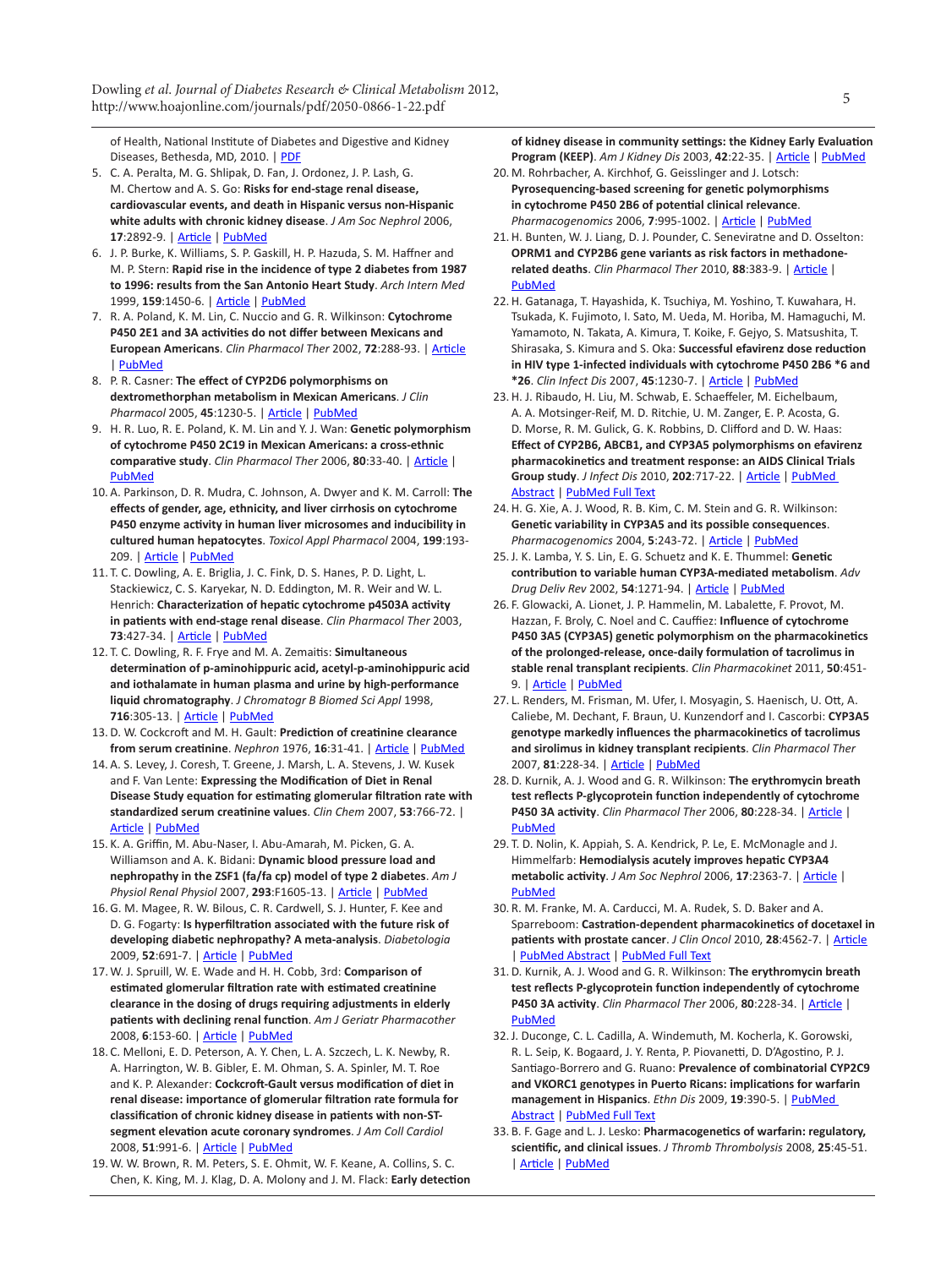of Health, National Institute of Diabetes and Digestive and Kidney Diseases, Bethesda, MD, 2010. | PDF

5. C. A. Peralta, M. G. Shlipak, D. Fan, J. Ordonez, J. P. Lash, G. M. Chertow and A. S. Go: **Risks for end-stage renal disease, cardiovascular events, and death in Hispanic versus non-Hispanic white adults with chronic kidney disease**. *J Am Soc Nephrol* 2006, **17**:2892-9. | Article | PubMed
6. J. P. Burke, K. Williams, S. P. Gaskill, H. P. Hazuda, S. M. Haffner and M. P. Stern: **Rapid rise in the incidence of type 2 diabetes from 1987 to 1996: results from the San Antonio Heart Study**. *Arch Intern Med* 1999, **159**:1450-6. | Article | PubMed
7. R. A. Poland, K. M. Lin, C. Nuccio and G. R. Wilkinson: **Cytochrome P450 2E1 and 3A activities do not differ between Mexicans and European Americans**. *Clin Pharmacol Ther* 2002, **72**:288-93. | Article | PubMed
8. P. R. Casner: **The effect of CYP2D6 polymorphisms on dextromethorphan metabolism in Mexican Americans**. *J Clin Pharmacol* 2005, **45**:1230-5. | Article | PubMed
9. H. R. Luo, R. E. Poland, K. M. Lin and Y. J. Wan: **Genetic polymorphism of cytochrome P450 2C19 in Mexican Americans: a cross-ethnic comparative study**. *Clin Pharmacol Ther* 2006, **80**:33-40. | Article | PubMed
10. A. Parkinson, D. R. Mudra, C. Johnson, A. Dwyer and K. M. Carroll: **The effects of gender, age, ethnicity, and liver cirrhosis on cytochrome P450 enzyme activity in human liver microsomes and inducibility in cultured human hepatocytes**. *Toxicol Appl Pharmacol* 2004, **199**:193-209. | Article | PubMed
11. T. C. Dowling, A. E. Briglia, J. C. Fink, D. S. Hanes, P. D. Light, L. Stackiewicz, C. S. Karyekar, N. D. Eddington, M. R. Weir and W. L. Henrich: **Characterization of hepatic cytochrome p4503A activity in patients with end-stage renal disease**. *Clin Pharmacol Ther* 2003, **73**:427-34. | Article | PubMed
12. T. C. Dowling, R. F. Frye and M. A. Zemaitis: **Simultaneous determination of p-aminohippuric acid, acetyl-p-aminohippuric acid and iothalamate in human plasma and urine by high-performance liquid chromatography**. *J Chromatogr B Biomed Sci Appl* 1998, **716**:305-13. | Article | PubMed
13. D. W. Cockcroft and M. H. Gault: **Prediction of creatinine clearance from serum creatinine**. *Nephron* 1976, **16**:31-41. | Article | PubMed
14. A. S. Levey, J. Coresh, T. Greene, J. Marsh, L. A. Stevens, J. W. Kusek and F. Van Lente: **Expressing the Modification of Diet in Renal Disease Study equation for estimating glomerular filtration rate with standardized serum creatinine values**. *Clin Chem* 2007, **53**:766-72. | Article | PubMed
15. K. A. Griffin, M. Abu-Naser, I. Abu-Amarah, M. Picken, G. A. Williamson and A. K. Bidani: **Dynamic blood pressure load and nephropathy in the ZSF1 (fa/fa cp) model of type 2 diabetes**. *Am J Physiol Renal Physiol* 2007, **293**:F1605-13. | Article | PubMed
16. G. M. Magee, R. W. Bilous, C. R. Cardwell, S. J. Hunter, F. Kee and D. G. Fogarty: **Is hyperfiltration associated with the future risk of developing diabetic nephropathy? A meta-analysis**. *Diabetologia* 2009, **52**:691-7. | Article | PubMed
17. W. J. Spruill, W. E. Wade and H. H. Cobb, 3rd: **Comparison of estimated glomerular filtration rate with estimated creatinine clearance in the dosing of drugs requiring adjustments in elderly patients with declining renal function**. *Am J Geriatr Pharmacother* 2008, **6**:153-60. | Article | PubMed
18. C. Melloni, E. D. Peterson, A. Y. Chen, L. A. Szczech, L. K. Newby, R. A. Harrington, W. B. Gibler, E. M. Ohman, S. A. Spinler, M. T. Roe and K. P. Alexander: **Cockcroft-Gault versus modification of diet in renal disease: importance of glomerular filtration rate formula for classification of chronic kidney disease in patients with non-ST-segment elevation acute coronary syndromes**. *J Am Coll Cardiol* 2008, **51**:991-6. | Article | PubMed
19. W. W. Brown, R. M. Peters, S. E. Ohmit, W. F. Keane, A. Collins, S. C. Chen, K. King, M. J. Klag, D. A. Molony and J. M. Flack: **Early detection of kidney disease in community settings: the Kidney Early Evaluation Program (KEEP)**. *Am J Kidney Dis* 2003, **42**:22-35. | Article | PubMed
20. M. Rohrbacher, A. Kirchhof, G. Geisslinger and J. Lotsch: **Pyrosequencing-based screening for genetic polymorphisms in cytochrome P450 2B6 of potential clinical relevance**. *Pharmacogenomics* 2006, **7**:995-1002. | Article | PubMed
21. H. Bunten, W. J. Liang, D. J. Pounder, C. Seneviratne and D. Osselton: **OPRM1 and CYP2B6 gene variants as risk factors in methadone-related deaths**. *Clin Pharmacol Ther* 2010, **88**:383-9. | Article | PubMed
22. H. Gatanaga, T. Hayashida, K. Tsuchiya, M. Yoshino, T. Kuwahara, H. Tsukada, K. Fujimoto, I. Sato, M. Ueda, M. Horiba, M. Hamaguchi, M. Yamamoto, N. Takata, A. Kimura, T. Koike, F. Gejyo, S. Matsushita, T. Shirasaka, S. Kimura and S. Oka: **Successful efavirenz dose reduction in HIV type 1-infected individuals with cytochrome P450 2B6 *6 and *26**. *Clin Infect Dis* 2007, **45**:1230-7. | Article | PubMed
23. H. J. Ribaudo, H. Liu, M. Schwab, E. Schaeffeler, M. Eichelbaum, A. A. Motsinger-Reif, M. D. Ritchie, U. M. Zanger, E. P. Acosta, G. D. Morse, R. M. Gulick, G. K. Robbins, D. Clifford and D. W. Haas: **Effect of CYP2B6, ABCB1, and CYP3A5 polymorphisms on efavirenz pharmacokinetics and treatment response: an AIDS Clinical Trials Group study**. *J Infect Dis* 2010, **202**:717-22. | Article | PubMed Abstract | PubMed Full Text
24. H. G. Xie, A. J. Wood, R. B. Kim, C. M. Stein and G. R. Wilkinson: **Genetic variability in CYP3A5 and its possible consequences**. *Pharmacogenomics* 2004, **5**:243-72. | Article | PubMed
25. J. K. Lamba, Y. S. Lin, E. G. Schuetz and K. E. Thummel: **Genetic contribution to variable human CYP3A-mediated metabolism**. *Adv Drug Deliv Rev* 2002, **54**:1271-94. | Article | PubMed
26. F. Glowacki, A. Lionet, J. P. Hammelin, M. Labalette, F. Provot, M. Hazzan, F. Broly, C. Noel and C. Cauffiez: **Influence of cytochrome P450 3A5 (CYP3A5) genetic polymorphism on the pharmacokinetics of the prolonged-release, once-daily formulation of tacrolimus in stable renal transplant recipients**. *Clin Pharmacokinet* 2011, **50**:451-9. | Article | PubMed
27. L. Renders, M. Frisman, M. Ufer, I. Mosyagin, S. Haenisch, U. Ott, A. Caliebe, M. Dechant, F. Braun, U. Kunzendorf and I. Cascorbi: **CYP3A5 genotype markedly influences the pharmacokinetics of tacrolimus and sirolimus in kidney transplant recipients**. *Clin Pharmacol Ther* 2007, **81**:228-34. | Article | PubMed
28. D. Kurnik, A. J. Wood and G. R. Wilkinson: **The erythromycin breath test reflects P-glycoprotein function independently of cytochrome P450 3A activity**. *Clin Pharmacol Ther* 2006, **80**:228-34. | Article | PubMed
29. T. D. Nolin, K. Appiah, S. A. Kendrick, P. Le, E. McMonagle and J. Himmelfarb: **Hemodialysis acutely improves hepatic CYP3A4 metabolic activity**. *J Am Soc Nephrol* 2006, **17**:2363-7. | Article | PubMed
30. R. M. Franke, M. A. Carducci, M. A. Rudek, S. D. Baker and A. Sparreboom: **Castration-dependent pharmacokinetics of docetaxel in patients with prostate cancer**. *J Clin Oncol* 2010, **28**:4562-7. | Article | PubMed Abstract | PubMed Full Text
31. D. Kurnik, A. J. Wood and G. R. Wilkinson: **The erythromycin breath test reflects P-glycoprotein function independently of cytochrome P450 3A activity**. *Clin Pharmacol Ther* 2006, **80**:228-34. | Article | PubMed
32. J. Duconge, C. L. Cadilla, A. Windemuth, M. Kocherla, K. Gorowski, R. L. Seip, K. Bogaard, J. Y. Renta, P. Piovanetti, D. D'Agostino, P. J. Santiago-Borrero and G. Ruano: **Prevalence of combinatorial CYP2C9 and VKORC1 genotypes in Puerto Ricans: implications for warfarin management in Hispanics**. *Ethn Dis* 2009, **19**:390-5. | PubMed Abstract | PubMed Full Text
33. B. F. Gage and L. J. Lesko: **Pharmacogenetics of warfarin: regulatory, scientific, and clinical issues**. *J Thromb Thrombolysis* 2008, **25**:45-51. | Article | PubMed